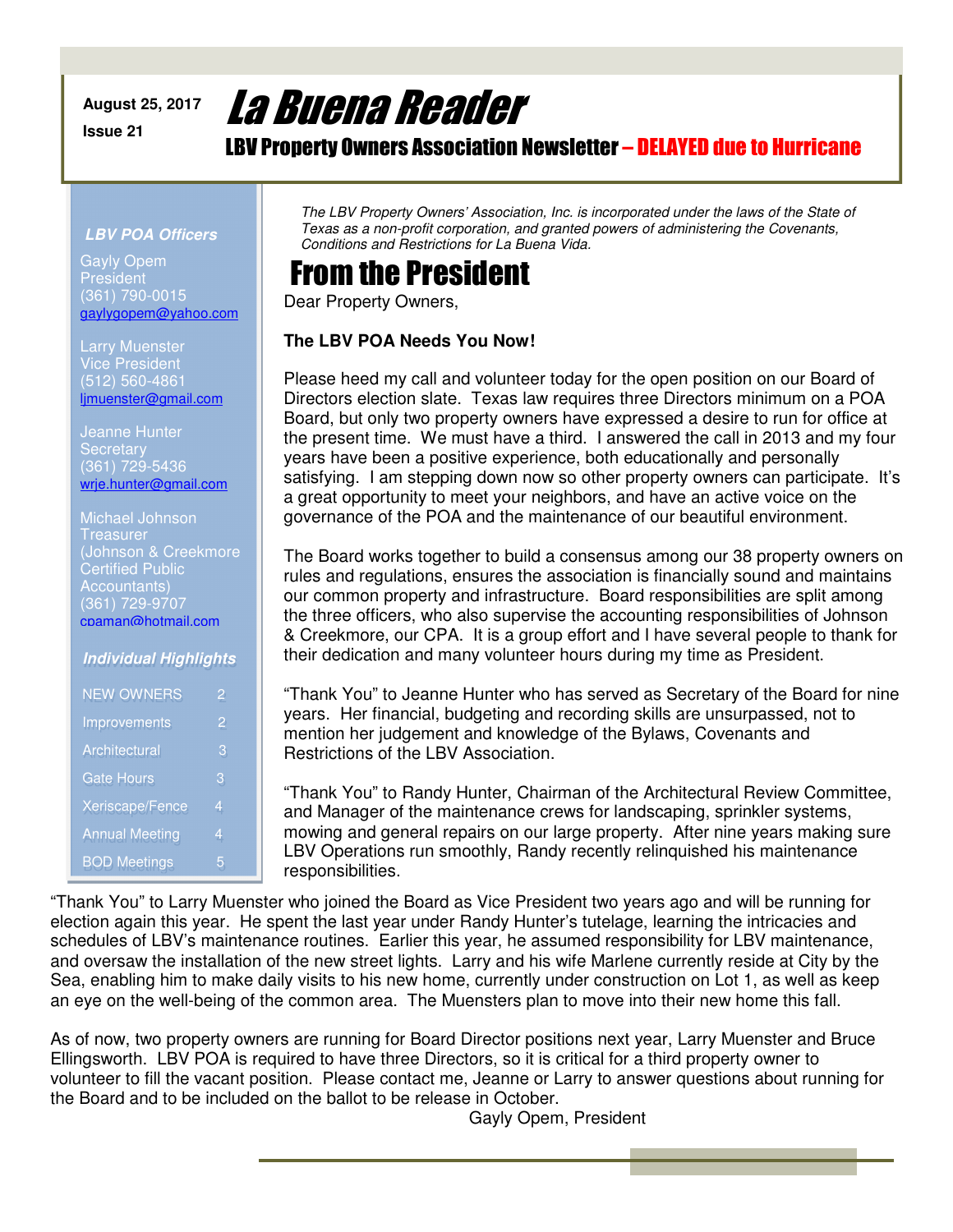August 25, 2017

Issue 21

# La Buena Reader

## LBV Property Owners Association Newsletter – DELAYED due to Hurricane

***LBV POA Officers***

Gayly Opem
President
(361) 790-0015
gaylygopem@yahoo.com

Larry Muenster
Vice President
(512) 560-4861
ljmuenster@gmail.com

Jeanne Hunter
Secretary
(361) 729-5436
wrje.hunter@gmail.com

Michael Johnson
Treasurer
(Johnson & Creekmore Certified Public Accountants)
(361) 729-9707
cpaman@hotmail.com

***Individual Highlights***

| | |
|---|---|
| NEW OWNERS | 2 |
| Improvements | 2 |
| Architectural | 3 |
| Gate Hours | 3 |
| Xeriscape/Fence | 4 |
| Annual Meeting | 4 |
| BOD Meetings | 5 |

*The LBV Property Owners' Association, Inc. is incorporated under the laws of the State of Texas as a non-profit corporation, and granted powers of administering the Covenants, Conditions and Restrictions for La Buena Vida.*

## From the President

Dear Property Owners,

**The LBV POA Needs You Now!**

Please heed my call and volunteer today for the open position on our Board of Directors election slate. Texas law requires three Directors minimum on a POA Board, but only two property owners have expressed a desire to run for office at the present time. We must have a third. I answered the call in 2013 and my four years have been a positive experience, both educationally and personally satisfying. I am stepping down now so other property owners can participate. It's a great opportunity to meet your neighbors, and have an active voice on the governance of the POA and the maintenance of our beautiful environment.

The Board works together to build a consensus among our 38 property owners on rules and regulations, ensures the association is financially sound and maintains our common property and infrastructure. Board responsibilities are split among the three officers, who also supervise the accounting responsibilities of Johnson & Creekmore, our CPA. It is a group effort and I have several people to thank for their dedication and many volunteer hours during my time as President.

"Thank You" to Jeanne Hunter who has served as Secretary of the Board for nine years. Her financial, budgeting and recording skills are unsurpassed, not to mention her judgement and knowledge of the Bylaws, Covenants and Restrictions of the LBV Association.

"Thank You" to Randy Hunter, Chairman of the Architectural Review Committee, and Manager of the maintenance crews for landscaping, sprinkler systems, mowing and general repairs on our large property. After nine years making sure LBV Operations run smoothly, Randy recently relinquished his maintenance responsibilities.

"Thank You" to Larry Muenster who joined the Board as Vice President two years ago and will be running for election again this year. He spent the last year under Randy Hunter's tutelage, learning the intricacies and schedules of LBV's maintenance routines. Earlier this year, he assumed responsibility for LBV maintenance, and oversaw the installation of the new street lights. Larry and his wife Marlene currently reside at City by the Sea, enabling him to make daily visits to his new home, currently under construction on Lot 1, as well as keep an eye on the well-being of the common area. The Muensters plan to move into their new home this fall.

As of now, two property owners are running for Board Director positions next year, Larry Muenster and Bruce Ellingsworth. LBV POA is required to have three Directors, so it is critical for a third property owner to volunteer to fill the vacant position. Please contact me, Jeanne or Larry to answer questions about running for the Board and to be included on the ballot to be release in October.

Gayly Opem, President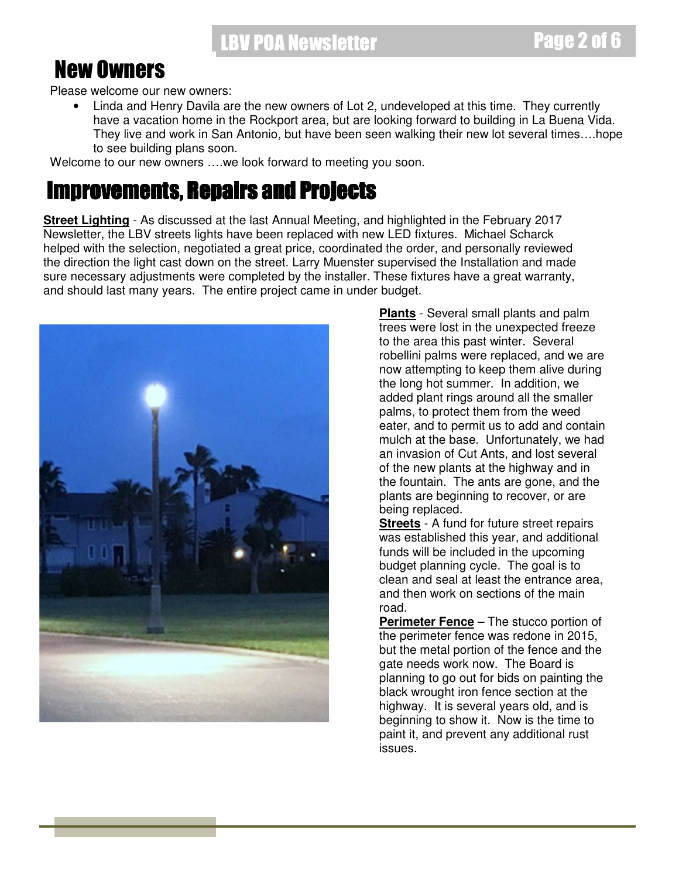# New Owners

Please welcome our new owners:

- Linda and Henry Davila are the new owners of Lot 2, undeveloped at this time. They currently have a vacation home in the Rockport area, but are looking forward to building in La Buena Vida. They live and work in San Antonio, but have been seen walking their new lot several times….hope to see building plans soon.

Welcome to our new owners ….we look forward to meeting you soon.

# Improvements, Repairs and Projects

**Street Lighting** - As discussed at the last Annual Meeting, and highlighted in the February 2017 Newsletter, the LBV streets lights have been replaced with new LED fixtures. Michael Scharck helped with the selection, negotiated a great price, coordinated the order, and personally reviewed the direction the light cast down on the street. Larry Muenster supervised the Installation and made sure necessary adjustments were completed by the installer. These fixtures have a great warranty, and should last many years. The entire project came in under budget.

**Plants** - Several small plants and palm trees were lost in the unexpected freeze to the area this past winter. Several robellini palms were replaced, and we are now attempting to keep them alive during the long hot summer. In addition, we added plant rings around all the smaller palms, to protect them from the weed eater, and to permit us to add and contain mulch at the base. Unfortunately, we had an invasion of Cut Ants, and lost several of the new plants at the highway and in the fountain. The ants are gone, and the plants are beginning to recover, or are being replaced.

**Streets** - A fund for future street repairs was established this year, and additional funds will be included in the upcoming budget planning cycle. The goal is to clean and seal at least the entrance area, and then work on sections of the main road.

**Perimeter Fence** – The stucco portion of the perimeter fence was redone in 2015, but the metal portion of the fence and the gate needs work now. The Board is planning to go out for bids on painting the black wrought iron fence section at the highway. It is several years old, and is beginning to show it. Now is the time to paint it, and prevent any additional rust issues.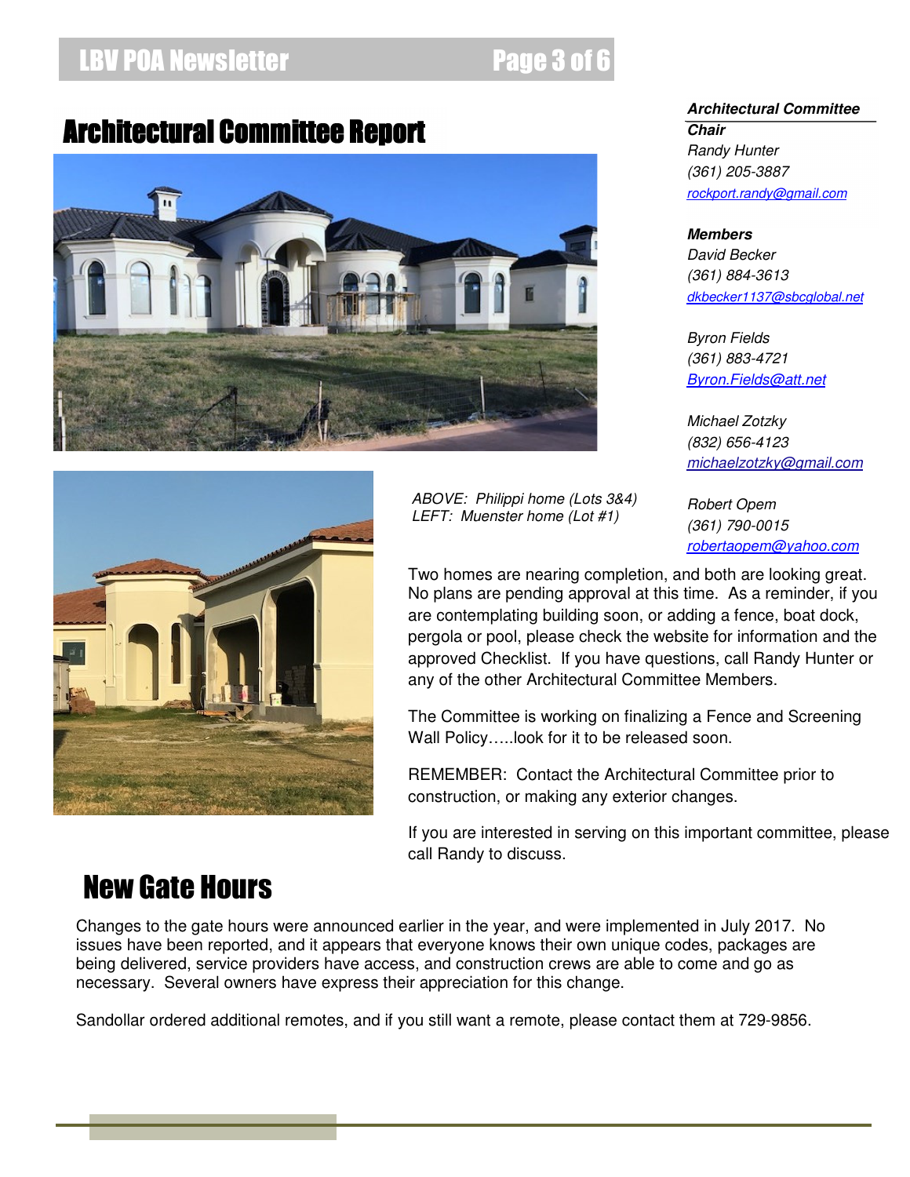# Architectural Committee Report

ABOVE: Philippi home (Lots 3&4)
LEFT: Muenster home (Lot #1)

***Architectural Committee Chair***

*Randy Hunter*
*(361) 205-3887*
*rockport.randy@gmail.com*

***Members***

*David Becker*
*(361) 884-3613*
*dkbecker1137@sbcglobal.net*

*Byron Fields*
*(361) 883-4721*
*Byron.Fields@att.net*

*Michael Zotzky*
*(832) 656-4123*
*michaelzotzky@gmail.com*

*Robert Opem*
*(361) 790-0015*
*robertaopem@yahoo.com*

Two homes are nearing completion, and both are looking great. No plans are pending approval at this time. As a reminder, if you are contemplating building soon, or adding a fence, boat dock, pergola or pool, please check the website for information and the approved Checklist. If you have questions, call Randy Hunter or any of the other Architectural Committee Members.

The Committee is working on finalizing a Fence and Screening Wall Policy…..look for it to be released soon.

REMEMBER: Contact the Architectural Committee prior to construction, or making any exterior changes.

If you are interested in serving on this important committee, please call Randy to discuss.

# New Gate Hours

Changes to the gate hours were announced earlier in the year, and were implemented in July 2017. No issues have been reported, and it appears that everyone knows their own unique codes, packages are being delivered, service providers have access, and construction crews are able to come and go as necessary. Several owners have express their appreciation for this change.

Sandollar ordered additional remotes, and if you still want a remote, please contact them at 729-9856.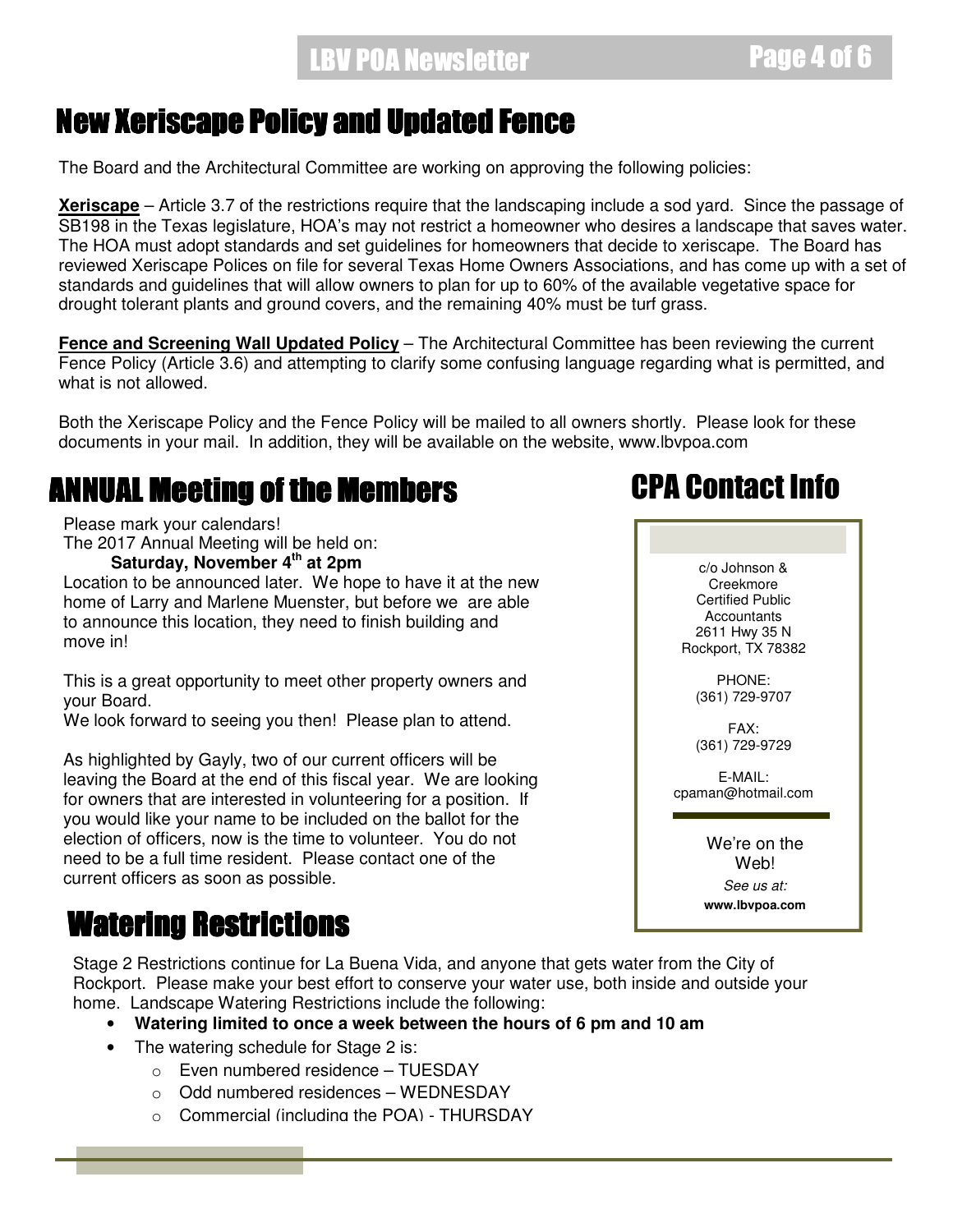# New Xeriscape Policy and Updated Fence

The Board and the Architectural Committee are working on approving the following policies:

**Xeriscape** – Article 3.7 of the restrictions require that the landscaping include a sod yard. Since the passage of SB198 in the Texas legislature, HOA's may not restrict a homeowner who desires a landscape that saves water. The HOA must adopt standards and set guidelines for homeowners that decide to xeriscape. The Board has reviewed Xeriscape Polices on file for several Texas Home Owners Associations, and has come up with a set of standards and guidelines that will allow owners to plan for up to 60% of the available vegetative space for drought tolerant plants and ground covers, and the remaining 40% must be turf grass.

**Fence and Screening Wall Updated Policy** – The Architectural Committee has been reviewing the current Fence Policy (Article 3.6) and attempting to clarify some confusing language regarding what is permitted, and what is not allowed.

Both the Xeriscape Policy and the Fence Policy will be mailed to all owners shortly. Please look for these documents in your mail. In addition, they will be available on the website, www.lbvpoa.com

# ANNUAL Meeting of the Members

Please mark your calendars!
The 2017 Annual Meeting will be held on:
**Saturday, November 4th at 2pm**
Location to be announced later. We hope to have it at the new home of Larry and Marlene Muenster, but before we are able to announce this location, they need to finish building and move in!

This is a great opportunity to meet other property owners and your Board.
We look forward to seeing you then! Please plan to attend.

As highlighted by Gayly, two of our current officers will be leaving the Board at the end of this fiscal year. We are looking for owners that are interested in volunteering for a position. If you would like your name to be included on the ballot for the election of officers, now is the time to volunteer. You do not need to be a full time resident. Please contact one of the current officers as soon as possible.

# CPA Contact Info

c/o Johnson & Creekmore Certified Public Accountants
2611 Hwy 35 N
Rockport, TX 78382

PHONE:
(361) 729-9707

FAX:
(361) 729-9729

E-MAIL:
cpaman@hotmail.com

We're on the Web!
*See us at:*
**www.lbvpoa.com**

# Watering Restrictions

Stage 2 Restrictions continue for La Buena Vida, and anyone that gets water from the City of Rockport. Please make your best effort to conserve your water use, both inside and outside your home. Landscape Watering Restrictions include the following:

- **Watering limited to once a week between the hours of 6 pm and 10 am**
- The watering schedule for Stage 2 is:
  - Even numbered residence – TUESDAY
  - Odd numbered residences – WEDNESDAY
  - Commercial (including the POA) - THURSDAY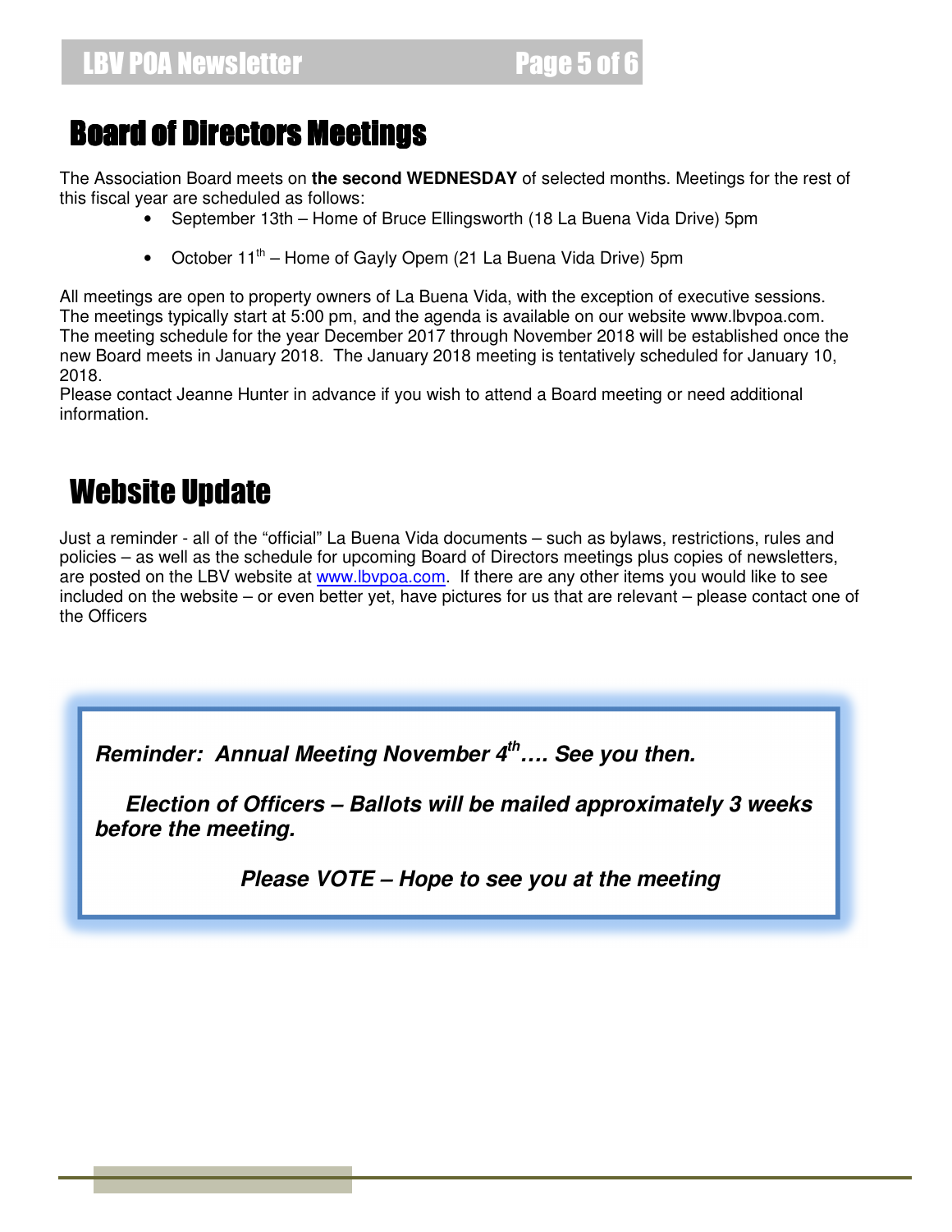# Board of Directors Meetings

The Association Board meets on **the second WEDNESDAY** of selected months. Meetings for the rest of this fiscal year are scheduled as follows:

- September 13th – Home of Bruce Ellingsworth (18 La Buena Vida Drive) 5pm
- October 11th – Home of Gayly Opem (21 La Buena Vida Drive) 5pm

All meetings are open to property owners of La Buena Vida, with the exception of executive sessions. The meetings typically start at 5:00 pm, and the agenda is available on our website www.lbvpoa.com. The meeting schedule for the year December 2017 through November 2018 will be established once the new Board meets in January 2018. The January 2018 meeting is tentatively scheduled for January 10, 2018.
Please contact Jeanne Hunter in advance if you wish to attend a Board meeting or need additional information.

# Website Update

Just a reminder - all of the "official" La Buena Vida documents – such as bylaws, restrictions, rules and policies – as well as the schedule for upcoming Board of Directors meetings plus copies of newsletters, are posted on the LBV website at www.lbvpoa.com. If there are any other items you would like to see included on the website – or even better yet, have pictures for us that are relevant – please contact one of the Officers

***Reminder: Annual Meeting November 4th…. See you then.***

***Election of Officers – Ballots will be mailed approximately 3 weeks before the meeting.***

***Please VOTE – Hope to see you at the meeting***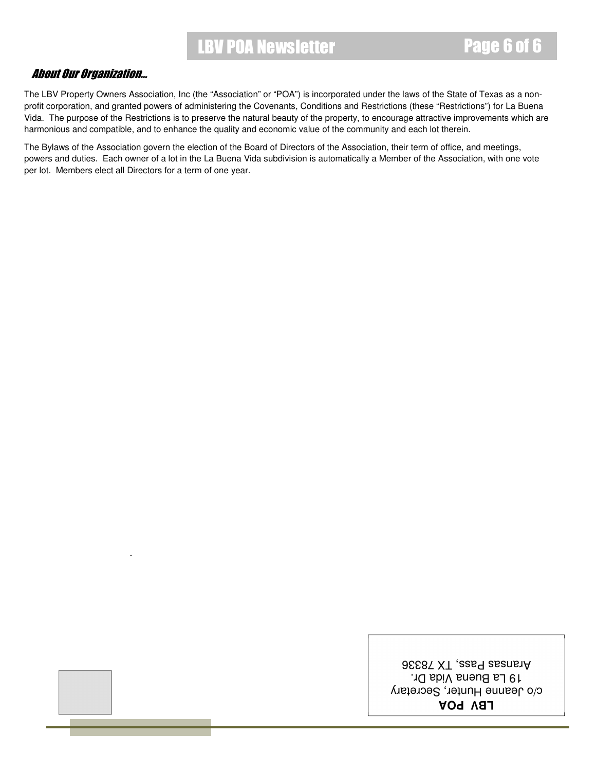## *About Our Organization…*

The LBV Property Owners Association, Inc (the "Association" or "POA") is incorporated under the laws of the State of Texas as a non-profit corporation, and granted powers of administering the Covenants, Conditions and Restrictions (these "Restrictions") for La Buena Vida. The purpose of the Restrictions is to preserve the natural beauty of the property, to encourage attractive improvements which are harmonious and compatible, and to enhance the quality and economic value of the community and each lot therein.

The Bylaws of the Association govern the election of the Board of Directors of the Association, their term of office, and meetings, powers and duties. Each owner of a lot in the La Buena Vida subdivision is automatically a Member of the Association, with one vote per lot. Members elect all Directors for a term of one year.

**LBV POA**
c/o Jeanne Hunter, Secretary
19 La Buena Vida Dr.
Aransas Pass, TX 78336